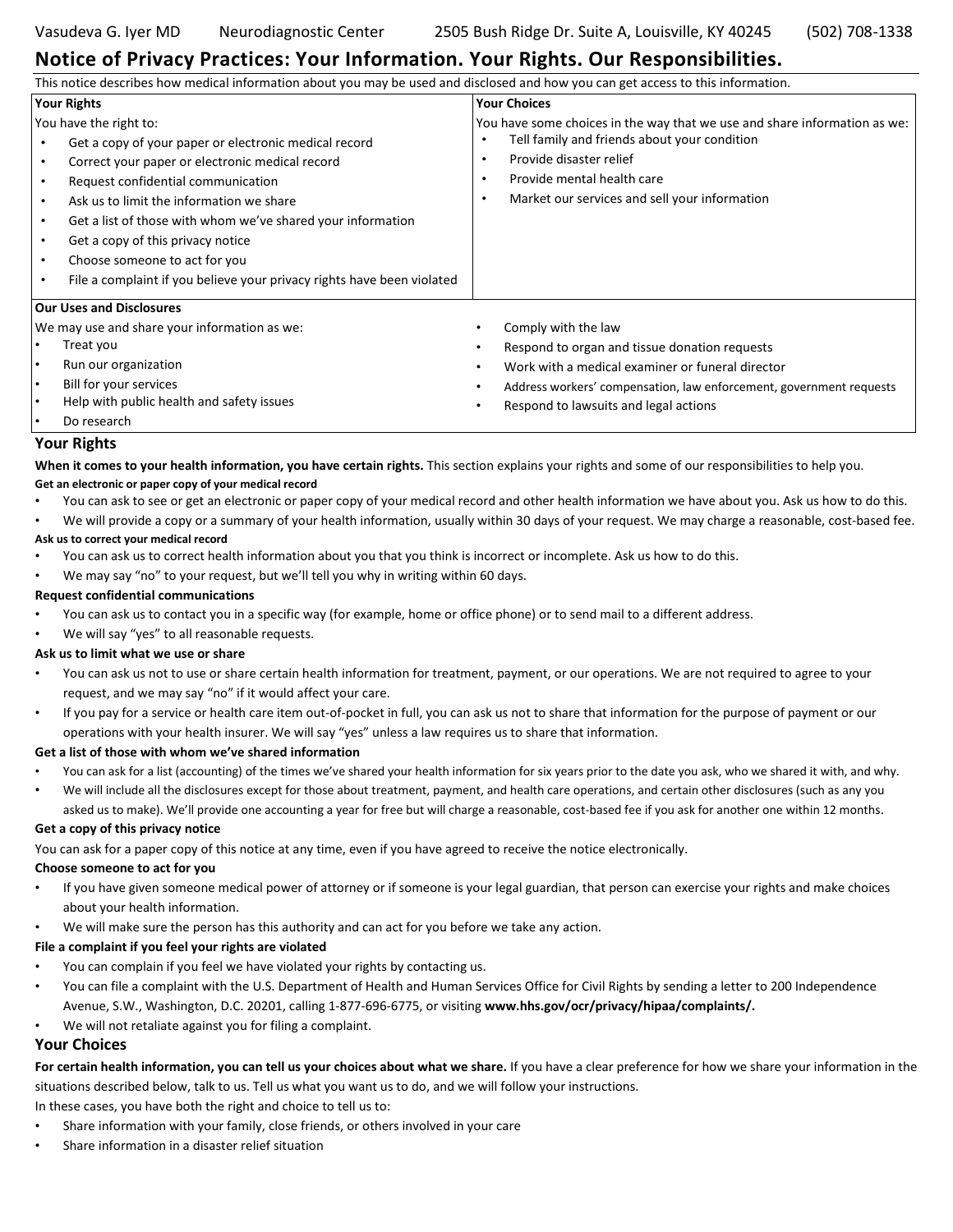Vasudeva G. Iyer MD  Neurodiagnostic Center  2505 Bush Ridge Dr. Suite A, Louisville, KY 40245  (502) 708-1338

# Notice of Privacy Practices: Your Information. Your Rights. Our Responsibilities.

This notice describes how medical information about you may be used and disclosed and how you can get access to this information.

| **Your Rights** | **Your Choices** |
| --- | --- |
| You have the right to:<br>• Get a copy of your paper or electronic medical record<br>• Correct your paper or electronic medical record<br>• Request confidential communication<br>• Ask us to limit the information we share<br>• Get a list of those with whom we've shared your information<br>• Get a copy of this privacy notice<br>• Choose someone to act for you<br>• File a complaint if you believe your privacy rights have been violated | You have some choices in the way that we use and share information as we:<br>• Tell family and friends about your condition<br>• Provide disaster relief<br>• Provide mental health care<br>• Market our services and sell your information |
| **Our Uses and Disclosures** | |
| We may use and share your information as we:<br>• Treat you<br>• Run our organization<br>• Bill for your services<br>• Help with public health and safety issues<br>• Do research | • Comply with the law<br>• Respond to organ and tissue donation requests<br>• Work with a medical examiner or funeral director<br>• Address workers' compensation, law enforcement, government requests<br>• Respond to lawsuits and legal actions |

## Your Rights

**When it comes to your health information, you have certain rights.** This section explains your rights and some of our responsibilities to help you.

**Get an electronic or paper copy of your medical record**

- You can ask to see or get an electronic or paper copy of your medical record and other health information we have about you. Ask us how to do this.
- We will provide a copy or a summary of your health information, usually within 30 days of your request. We may charge a reasonable, cost-based fee.

**Ask us to correct your medical record**

- You can ask us to correct health information about you that you think is incorrect or incomplete. Ask us how to do this.
- We may say "no" to your request, but we'll tell you why in writing within 60 days.

**Request confidential communications**

- You can ask us to contact you in a specific way (for example, home or office phone) or to send mail to a different address.
- We will say "yes" to all reasonable requests.

**Ask us to limit what we use or share**

- You can ask us not to use or share certain health information for treatment, payment, or our operations. We are not required to agree to your request, and we may say "no" if it would affect your care.
- If you pay for a service or health care item out-of-pocket in full, you can ask us not to share that information for the purpose of payment or our operations with your health insurer. We will say "yes" unless a law requires us to share that information.

**Get a list of those with whom we've shared information**

- You can ask for a list (accounting) of the times we've shared your health information for six years prior to the date you ask, who we shared it with, and why.
- We will include all the disclosures except for those about treatment, payment, and health care operations, and certain other disclosures (such as any you asked us to make). We'll provide one accounting a year for free but will charge a reasonable, cost-based fee if you ask for another one within 12 months.

**Get a copy of this privacy notice**

You can ask for a paper copy of this notice at any time, even if you have agreed to receive the notice electronically.

**Choose someone to act for you**

- If you have given someone medical power of attorney or if someone is your legal guardian, that person can exercise your rights and make choices about your health information.
- We will make sure the person has this authority and can act for you before we take any action.

**File a complaint if you feel your rights are violated**

- You can complain if you feel we have violated your rights by contacting us.
- You can file a complaint with the U.S. Department of Health and Human Services Office for Civil Rights by sending a letter to 200 Independence Avenue, S.W., Washington, D.C. 20201, calling 1-877-696-6775, or visiting **www.hhs.gov/ocr/privacy/hipaa/complaints/.**
- We will not retaliate against you for filing a complaint.

## Your Choices

**For certain health information, you can tell us your choices about what we share.** If you have a clear preference for how we share your information in the situations described below, talk to us. Tell us what you want us to do, and we will follow your instructions.

In these cases, you have both the right and choice to tell us to:

- Share information with your family, close friends, or others involved in your care
- Share information in a disaster relief situation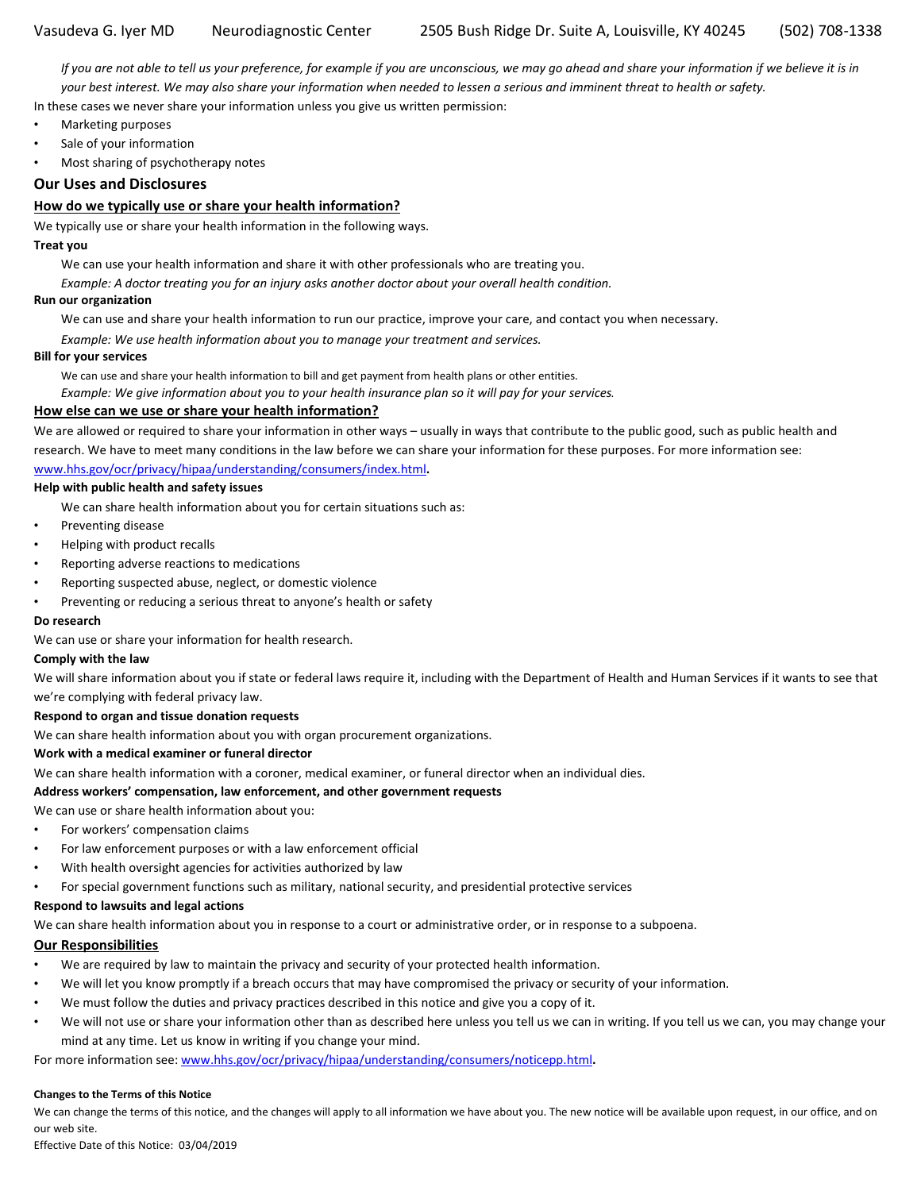*If you are not able to tell us your preference, for example if you are unconscious, we may go ahead and share your information if we believe it is in your best interest. We may also share your information when needed to lessen a serious and imminent threat to health or safety.*

In these cases we never share your information unless you give us written permission:

- Marketing purposes
- Sale of your information
- Most sharing of psychotherapy notes

## Our Uses and Disclosures

### How do we typically use or share your health information?

We typically use or share your health information in the following ways.

**Treat you**

We can use your health information and share it with other professionals who are treating you.

*Example: A doctor treating you for an injury asks another doctor about your overall health condition.*

**Run our organization**

We can use and share your health information to run our practice, improve your care, and contact you when necessary.

*Example: We use health information about you to manage your treatment and services.*

**Bill for your services**

We can use and share your health information to bill and get payment from health plans or other entities.

*Example: We give information about you to your health insurance plan so it will pay for your services.*

### How else can we use or share your health information?

We are allowed or required to share your information in other ways – usually in ways that contribute to the public good, such as public health and research. We have to meet many conditions in the law before we can share your information for these purposes. For more information see: www.hhs.gov/ocr/privacy/hipaa/understanding/consumers/index.html.

**Help with public health and safety issues**

We can share health information about you for certain situations such as:

- Preventing disease
- Helping with product recalls
- Reporting adverse reactions to medications
- Reporting suspected abuse, neglect, or domestic violence
- Preventing or reducing a serious threat to anyone's health or safety

**Do research**

We can use or share your information for health research.

**Comply with the law**

We will share information about you if state or federal laws require it, including with the Department of Health and Human Services if it wants to see that we're complying with federal privacy law.

**Respond to organ and tissue donation requests**

We can share health information about you with organ procurement organizations.

**Work with a medical examiner or funeral director**

We can share health information with a coroner, medical examiner, or funeral director when an individual dies.

**Address workers' compensation, law enforcement, and other government requests**

We can use or share health information about you:

- For workers' compensation claims
- For law enforcement purposes or with a law enforcement official
- With health oversight agencies for activities authorized by law
- For special government functions such as military, national security, and presidential protective services

**Respond to lawsuits and legal actions**

We can share health information about you in response to a court or administrative order, or in response to a subpoena.

### Our Responsibilities

- We are required by law to maintain the privacy and security of your protected health information.
- We will let you know promptly if a breach occurs that may have compromised the privacy or security of your information.
- We must follow the duties and privacy practices described in this notice and give you a copy of it.
- We will not use or share your information other than as described here unless you tell us we can in writing. If you tell us we can, you may change your mind at any time. Let us know in writing if you change your mind.

For more information see: www.hhs.gov/ocr/privacy/hipaa/understanding/consumers/noticepp.html.

**Changes to the Terms of this Notice**

We can change the terms of this notice, and the changes will apply to all information we have about you. The new notice will be available upon request, in our office, and on our web site.

Effective Date of this Notice: 03/04/2019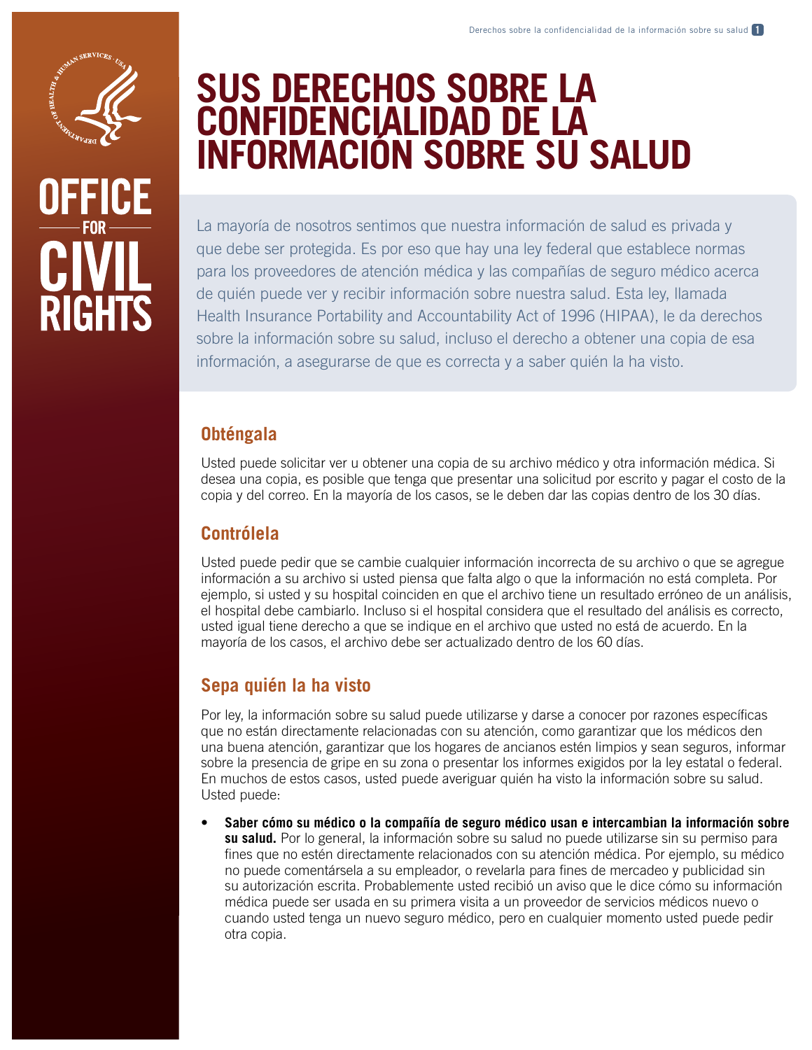OFFICE FOR CIVIL RIGHTS

# SUS DERECHOS SOBRE LA CONFIDENCIALIDAD DE LA INFORMACIÓN SOBRE SU SALUD

La mayoría de nosotros sentimos que nuestra información de salud es privada y que debe ser protegida. Es por eso que hay una ley federal que establece normas para los proveedores de atención médica y las compañías de seguro médico acerca de quién puede ver y recibir información sobre nuestra salud. Esta ley, llamada Health Insurance Portability and Accountability Act of 1996 (HIPAA), le da derechos sobre la información sobre su salud, incluso el derecho a obtener una copia de esa información, a asegurarse de que es correcta y a saber quién la ha visto.

## Obténgala

Usted puede solicitar ver u obtener una copia de su archivo médico y otra información médica. Si desea una copia, es posible que tenga que presentar una solicitud por escrito y pagar el costo de la copia y del correo. En la mayoría de los casos, se le deben dar las copias dentro de los 30 días.

## Contrólela

Usted puede pedir que se cambie cualquier información incorrecta de su archivo o que se agregue información a su archivo si usted piensa que falta algo o que la información no está completa. Por ejemplo, si usted y su hospital coinciden en que el archivo tiene un resultado erróneo de un análisis, el hospital debe cambiarlo. Incluso si el hospital considera que el resultado del análisis es correcto, usted igual tiene derecho a que se indique en el archivo que usted no está de acuerdo. En la mayoría de los casos, el archivo debe ser actualizado dentro de los 60 días.

## Sepa quién la ha visto

Por ley, la información sobre su salud puede utilizarse y darse a conocer por razones específicas que no están directamente relacionadas con su atención, como garantizar que los médicos den una buena atención, garantizar que los hogares de ancianos estén limpios y sean seguros, informar sobre la presencia de gripe en su zona o presentar los informes exigidos por la ley estatal o federal. En muchos de estos casos, usted puede averiguar quién ha visto la información sobre su salud. Usted puede:

- **Saber cómo su médico o la compañía de seguro médico usan e intercambian la información sobre su salud.** Por lo general, la información sobre su salud no puede utilizarse sin su permiso para fines que no estén directamente relacionados con su atención médica. Por ejemplo, su médico no puede comentársela a su empleador, o revelarla para fines de mercadeo y publicidad sin su autorización escrita. Probablemente usted recibió un aviso que le dice cómo su información médica puede ser usada en su primera visita a un proveedor de servicios médicos nuevo o cuando usted tenga un nuevo seguro médico, pero en cualquier momento usted puede pedir otra copia.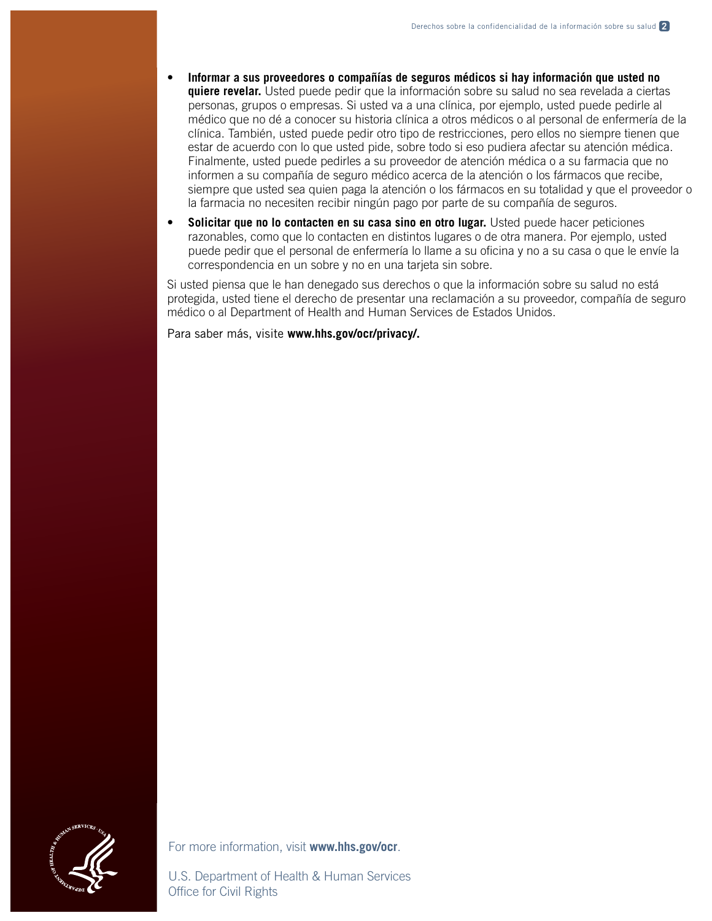- **Informar a sus proveedores o compañías de seguros médicos si hay información que usted no quiere revelar.** Usted puede pedir que la información sobre su salud no sea revelada a ciertas personas, grupos o empresas. Si usted va a una clínica, por ejemplo, usted puede pedirle al médico que no dé a conocer su historia clínica a otros médicos o al personal de enfermería de la clínica. También, usted puede pedir otro tipo de restricciones, pero ellos no siempre tienen que estar de acuerdo con lo que usted pide, sobre todo si eso pudiera afectar su atención médica. Finalmente, usted puede pedirles a su proveedor de atención médica o a su farmacia que no informen a su compañía de seguro médico acerca de la atención o los fármacos que recibe, siempre que usted sea quien paga la atención o los fármacos en su totalidad y que el proveedor o la farmacia no necesiten recibir ningún pago por parte de su compañía de seguros.
- **Solicitar que no lo contacten en su casa sino en otro lugar.** Usted puede hacer peticiones razonables, como que lo contacten en distintos lugares o de otra manera. Por ejemplo, usted puede pedir que el personal de enfermería lo llame a su oficina y no a su casa o que le envíe la correspondencia en un sobre y no en una tarjeta sin sobre.

Si usted piensa que le han denegado sus derechos o que la información sobre su salud no está protegida, usted tiene el derecho de presentar una reclamación a su proveedor, compañía de seguro médico o al Department of Health and Human Services de Estados Unidos.

Para saber más, visite **www.hhs.gov/ocr/privacy/.**

For more information, visit **www.hhs.gov/ocr**.

U.S. Department of Health & Human Services
Office for Civil Rights